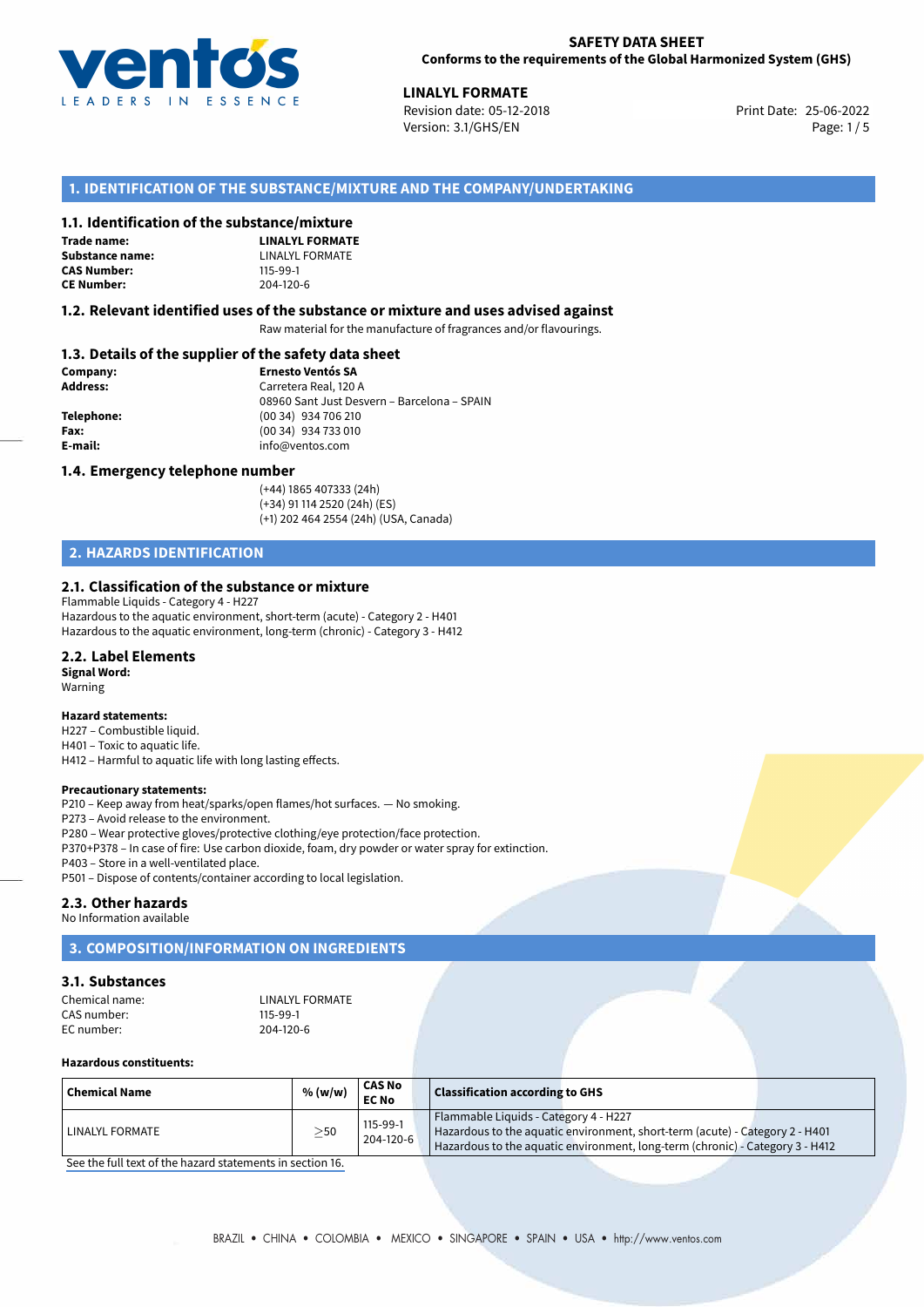# SAFETY DATA SHEET

**Conforms to the requirements of the Global Harmonized System (GHS)**

**LINALYL FORMATE**
Revision date: 05-12-2018
Version: 3.1/GHS/EN
Print Date: 25-06-2022

## 1. IDENTIFICATION OF THE SUBSTANCE/MIXTURE AND THE COMPANY/UNDERTAKING

### 1.1. Identification of the substance/mixture

**Trade name:** **LINALYL FORMATE**
**Substance name:** LINALYL FORMATE
**CAS Number:** 115-99-1
**CE Number:** 204-120-6

### 1.2. Relevant identified uses of the substance or mixture and uses advised against

Raw material for the manufacture of fragrances and/or flavourings.

### 1.3. Details of the supplier of the safety data sheet

**Company:** **Ernesto Ventós SA**
**Address:** Carretera Real, 120 A
08960 Sant Just Desvern – Barcelona – SPAIN
**Telephone:** (00 34) 934 706 210
**Fax:** (00 34) 934 733 010
**E-mail:** info@ventos.com

### 1.4. Emergency telephone number

(+44) 1865 407333 (24h)
(+34) 91 114 2520 (24h) (ES)
(+1) 202 464 2554 (24h) (USA, Canada)

## 2. HAZARDS IDENTIFICATION

### 2.1. Classification of the substance or mixture

Flammable Liquids - Category 4 - H227
Hazardous to the aquatic environment, short-term (acute) - Category 2 - H401
Hazardous to the aquatic environment, long-term (chronic) - Category 3 - H412

### 2.2. Label Elements

**Signal Word:**
Warning

**Hazard statements:**
H227 – Combustible liquid.
H401 – Toxic to aquatic life.
H412 – Harmful to aquatic life with long lasting effects.

**Precautionary statements:**
P210 – Keep away from heat/sparks/open flames/hot surfaces. — No smoking.
P273 – Avoid release to the environment.
P280 – Wear protective gloves/protective clothing/eye protection/face protection.
P370+P378 – In case of fire: Use carbon dioxide, foam, dry powder or water spray for extinction.
P403 – Store in a well-ventilated place.
P501 – Dispose of contents/container according to local legislation.

### 2.3. Other hazards

No Information available

## 3. COMPOSITION/INFORMATION ON INGREDIENTS

### 3.1. Substances

Chemical name: LINALYL FORMATE
CAS number: 115-99-1
EC number: 204-120-6

**Hazardous constituents:**

| Chemical Name | % (w/w) | CAS No<br>EC No | Classification according to GHS |
|---|---|---|---|
| LINALYL FORMATE | ≥50 | 115-99-1<br>204-120-6 | Flammable Liquids - Category 4 - H227<br>Hazardous to the aquatic environment, short-term (acute) - Category 2 - H401<br>Hazardous to the aquatic environment, long-term (chronic) - Category 3 - H412 |

See the full text of the hazard statements in section 16.

BRAZIL • CHINA • COLOMBIA • MEXICO • SINGAPORE • SPAIN • USA • http://www.ventos.com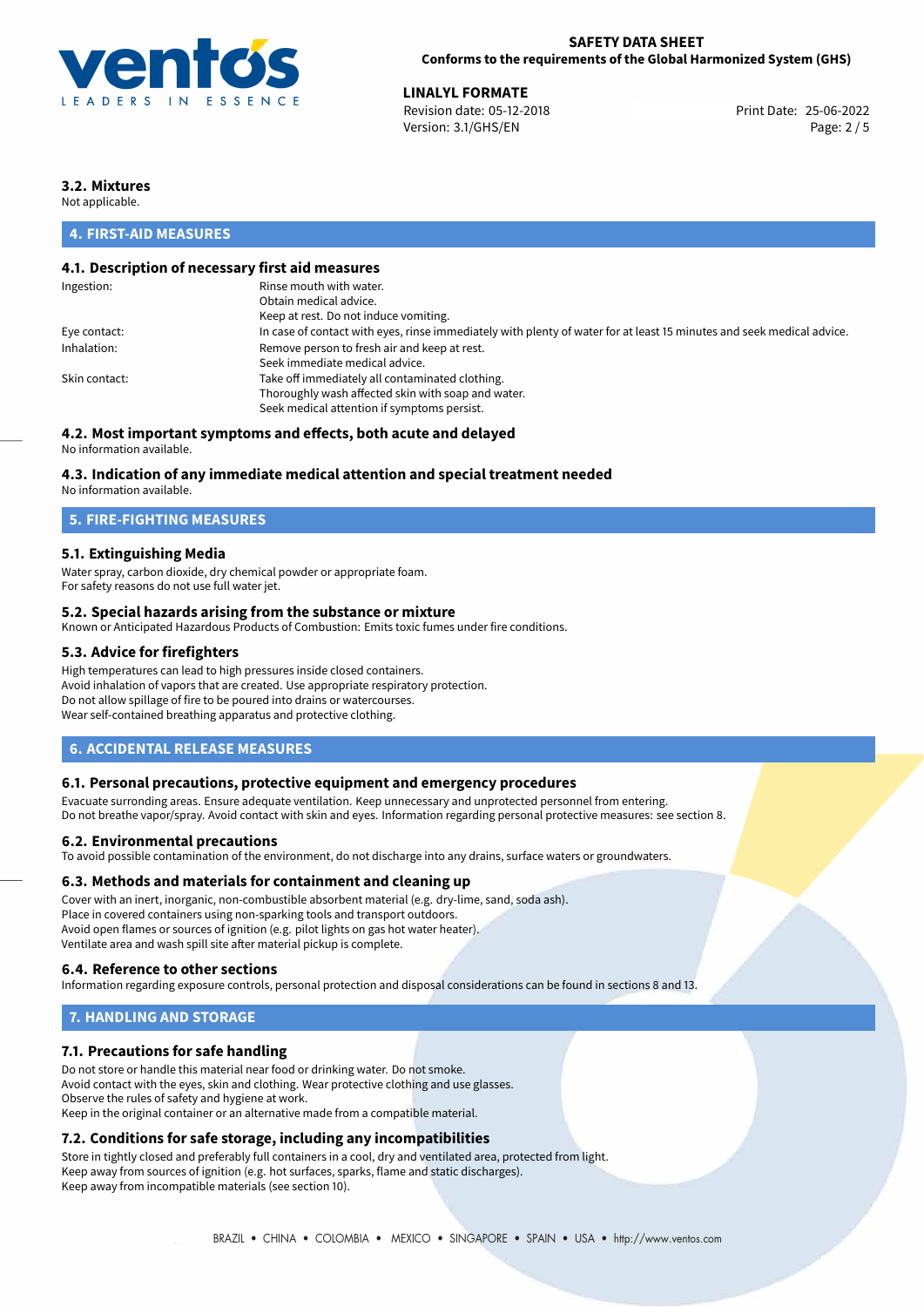### 3.2. Mixtures

Not applicable.

## 4. FIRST-AID MEASURES

### 4.1. Description of necessary first aid measures

| | |
|---|---|
| Ingestion: | Rinse mouth with water.<br>Obtain medical advice.<br>Keep at rest. Do not induce vomiting. |
| Eye contact: | In case of contact with eyes, rinse immediately with plenty of water for at least 15 minutes and seek medical advice. |
| Inhalation: | Remove person to fresh air and keep at rest.<br>Seek immediate medical advice. |
| Skin contact: | Take off immediately all contaminated clothing.<br>Thoroughly wash affected skin with soap and water.<br>Seek medical attention if symptoms persist. |

### 4.2. Most important symptoms and effects, both acute and delayed

No information available.

### 4.3. Indication of any immediate medical attention and special treatment needed

No information available.

## 5. FIRE-FIGHTING MEASURES

### 5.1. Extinguishing Media

Water spray, carbon dioxide, dry chemical powder or appropriate foam.
For safety reasons do not use full water jet.

### 5.2. Special hazards arising from the substance or mixture

Known or Anticipated Hazardous Products of Combustion: Emits toxic fumes under fire conditions.

### 5.3. Advice for firefighters

High temperatures can lead to high pressures inside closed containers.
Avoid inhalation of vapors that are created. Use appropriate respiratory protection.
Do not allow spillage of fire to be poured into drains or watercourses.
Wear self-contained breathing apparatus and protective clothing.

## 6. ACCIDENTAL RELEASE MEASURES

### 6.1. Personal precautions, protective equipment and emergency procedures

Evacuate surronding areas. Ensure adequate ventilation. Keep unnecessary and unprotected personnel from entering.
Do not breathe vapor/spray. Avoid contact with skin and eyes. Information regarding personal protective measures: see section 8.

### 6.2. Environmental precautions

To avoid possible contamination of the environment, do not discharge into any drains, surface waters or groundwaters.

### 6.3. Methods and materials for containment and cleaning up

Cover with an inert, inorganic, non-combustible absorbent material (e.g. dry-lime, sand, soda ash).
Place in covered containers using non-sparking tools and transport outdoors.
Avoid open flames or sources of ignition (e.g. pilot lights on gas hot water heater).
Ventilate area and wash spill site after material pickup is complete.

### 6.4. Reference to other sections

Information regarding exposure controls, personal protection and disposal considerations can be found in sections 8 and 13.

## 7. HANDLING AND STORAGE

### 7.1. Precautions for safe handling

Do not store or handle this material near food or drinking water. Do not smoke.
Avoid contact with the eyes, skin and clothing. Wear protective clothing and use glasses.
Observe the rules of safety and hygiene at work.
Keep in the original container or an alternative made from a compatible material.

### 7.2. Conditions for safe storage, including any incompatibilities

Store in tightly closed and preferably full containers in a cool, dry and ventilated area, protected from light.
Keep away from sources of ignition (e.g. hot surfaces, sparks, flame and static discharges).
Keep away from incompatible materials (see section 10).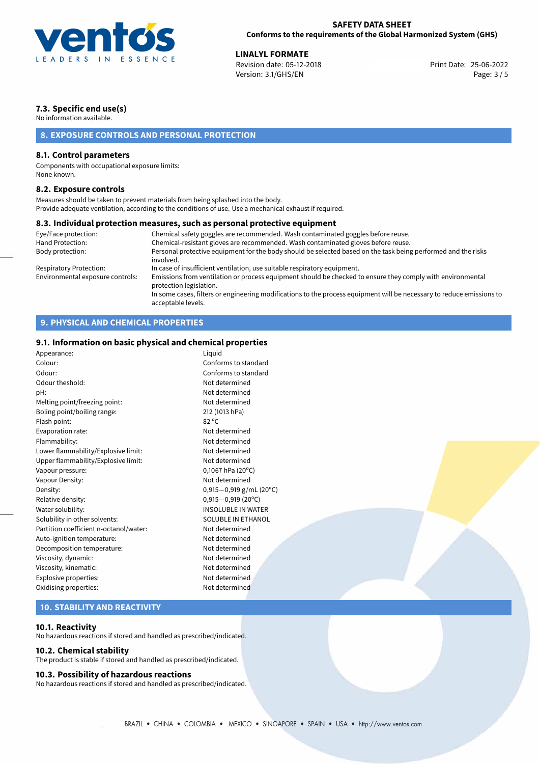### 7.3. Specific end use(s)

No information available.

## 8. EXPOSURE CONTROLS AND PERSONAL PROTECTION

### 8.1. Control parameters

Components with occupational exposure limits:
None known.

### 8.2. Exposure controls

Measures should be taken to prevent materials from being splashed into the body.
Provide adequate ventilation, according to the conditions of use. Use a mechanical exhaust if required.

### 8.3. Individual protection measures, such as personal protective equipment

| | |
|---|---|
| Eye/Face protection: | Chemical safety goggles are recommended. Wash contaminated goggles before reuse. |
| Hand Protection: | Chemical-resistant gloves are recommended. Wash contaminated gloves before reuse. |
| Body protection: | Personal protective equipment for the body should be selected based on the task being performed and the risks involved. |
| Respiratory Protection: | In case of insufficient ventilation, use suitable respiratory equipment. |
| Environmental exposure controls: | Emissions from ventilation or process equipment should be checked to ensure they comply with environmental protection legislation. In some cases, filters or engineering modifications to the process equipment will be necessary to reduce emissions to acceptable levels. |

## 9. PHYSICAL AND CHEMICAL PROPERTIES

### 9.1. Information on basic physical and chemical properties

| | |
|---|---|
| Appearance: | Liquid |
| Colour: | Conforms to standard |
| Odour: | Conforms to standard |
| Odour theshold: | Not determined |
| pH: | Not determined |
| Melting point/freezing point: | Not determined |
| Boling point/boiling range: | 212 (1013 hPa) |
| Flash point: | 82 °C |
| Evaporation rate: | Not determined |
| Flammability: | Not determined |
| Lower flammability/Explosive limit: | Not determined |
| Upper flammability/Explosive limit: | Not determined |
| Vapour pressure: | 0,1067 hPa (20°C) |
| Vapour Density: | Not determined |
| Density: | 0,915−0,919 g/mL (20°C) |
| Relative density: | 0,915−0,919 (20°C) |
| Water solubility: | INSOLUBLE IN WATER |
| Solubility in other solvents: | SOLUBLE IN ETHANOL |
| Partition coefficient n-octanol/water: | Not determined |
| Auto-ignition temperature: | Not determined |
| Decomposition temperature: | Not determined |
| Viscosity, dynamic: | Not determined |
| Viscosity, kinematic: | Not determined |
| Explosive properties: | Not determined |
| Oxidising properties: | Not determined |

## 10. STABILITY AND REACTIVITY

### 10.1. Reactivity

No hazardous reactions if stored and handled as prescribed/indicated.

### 10.2. Chemical stability

The product is stable if stored and handled as prescribed/indicated.

### 10.3. Possibility of hazardous reactions

No hazardous reactions if stored and handled as prescribed/indicated.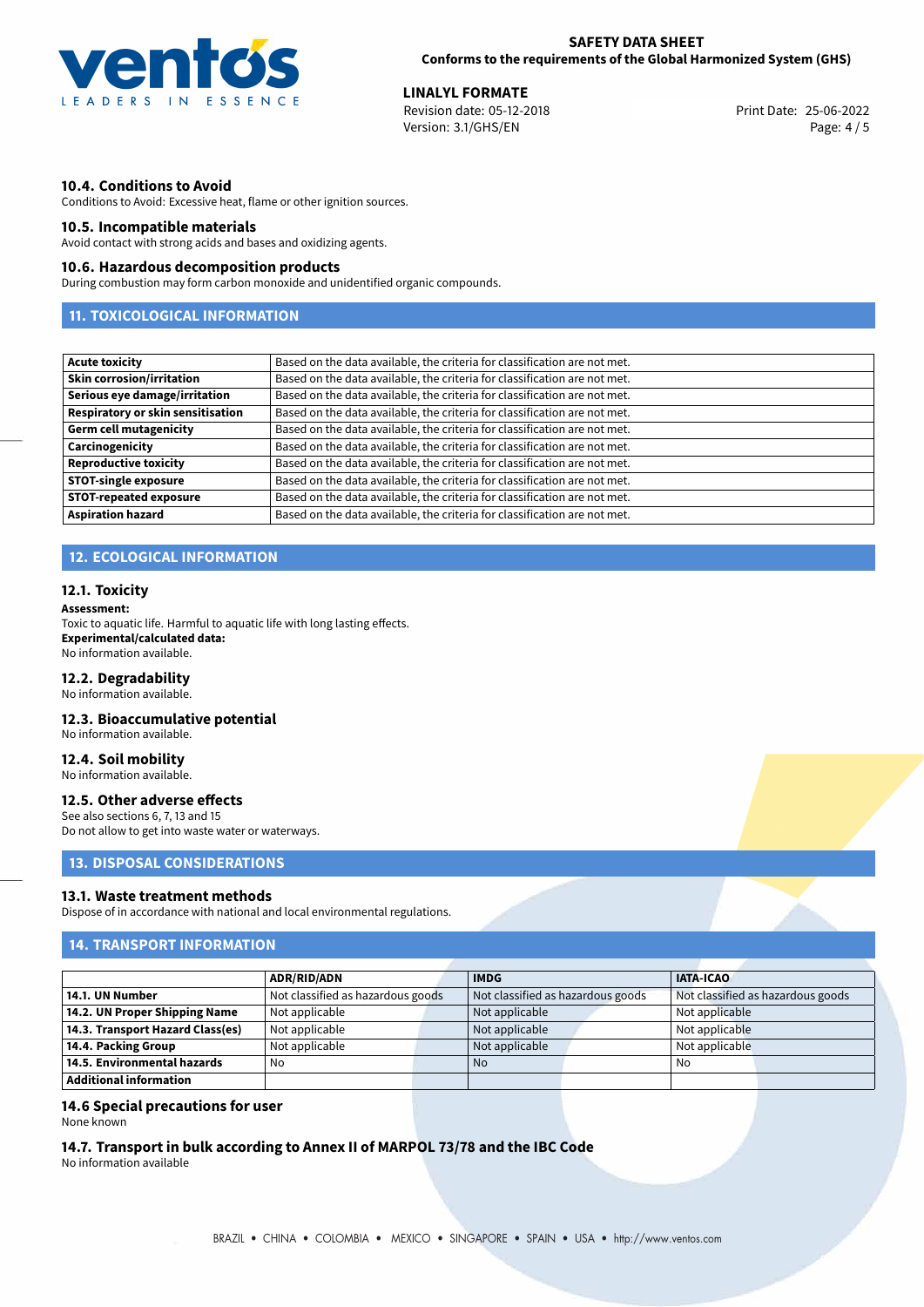### 10.4. Conditions to Avoid

Conditions to Avoid: Excessive heat, flame or other ignition sources.

### 10.5. Incompatible materials

Avoid contact with strong acids and bases and oxidizing agents.

### 10.6. Hazardous decomposition products

During combustion may form carbon monoxide and unidentified organic compounds.

## 11. TOXICOLOGICAL INFORMATION

| | |
|---|---|
| **Acute toxicity** | Based on the data available, the criteria for classification are not met. |
| **Skin corrosion/irritation** | Based on the data available, the criteria for classification are not met. |
| **Serious eye damage/irritation** | Based on the data available, the criteria for classification are not met. |
| **Respiratory or skin sensitisation** | Based on the data available, the criteria for classification are not met. |
| **Germ cell mutagenicity** | Based on the data available, the criteria for classification are not met. |
| **Carcinogenicity** | Based on the data available, the criteria for classification are not met. |
| **Reproductive toxicity** | Based on the data available, the criteria for classification are not met. |
| **STOT-single exposure** | Based on the data available, the criteria for classification are not met. |
| **STOT-repeated exposure** | Based on the data available, the criteria for classification are not met. |
| **Aspiration hazard** | Based on the data available, the criteria for classification are not met. |

## 12. ECOLOGICAL INFORMATION

### 12.1. Toxicity

**Assessment:**
Toxic to aquatic life. Harmful to aquatic life with long lasting effects.
**Experimental/calculated data:**
No information available.

### 12.2. Degradability

No information available.

### 12.3. Bioaccumulative potential

No information available.

### 12.4. Soil mobility

No information available.

### 12.5. Other adverse effects

See also sections 6, 7, 13 and 15
Do not allow to get into waste water or waterways.

## 13. DISPOSAL CONSIDERATIONS

### 13.1. Waste treatment methods

Dispose of in accordance with national and local environmental regulations.

## 14. TRANSPORT INFORMATION

| | ADR/RID/ADN | IMDG | IATA-ICAO |
|---|---|---|---|
| **14.1. UN Number** | Not classified as hazardous goods | Not classified as hazardous goods | Not classified as hazardous goods |
| **14.2. UN Proper Shipping Name** | Not applicable | Not applicable | Not applicable |
| **14.3. Transport Hazard Class(es)** | Not applicable | Not applicable | Not applicable |
| **14.4. Packing Group** | Not applicable | Not applicable | Not applicable |
| **14.5. Environmental hazards** | No | No | No |
| **Additional information** | | | |

### 14.6 Special precautions for user

None known

### 14.7. Transport in bulk according to Annex II of MARPOL 73/78 and the IBC Code

No information available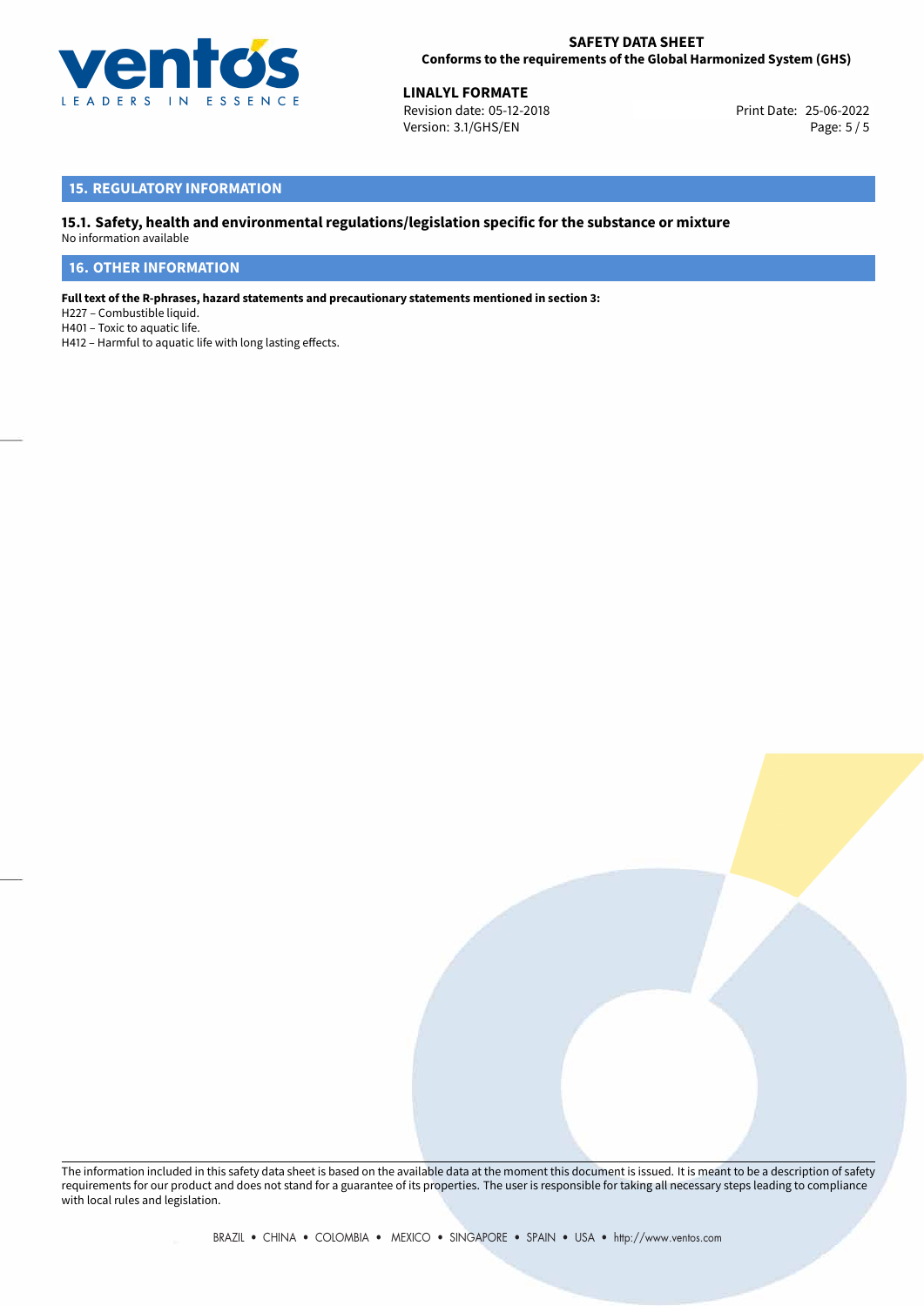## 15. REGULATORY INFORMATION

### 15.1. Safety, health and environmental regulations/legislation specific for the substance or mixture

No information available

## 16. OTHER INFORMATION

**Full text of the R-phrases, hazard statements and precautionary statements mentioned in section 3:**

H227 – Combustible liquid.
H401 – Toxic to aquatic life.
H412 – Harmful to aquatic life with long lasting effects.

The information included in this safety data sheet is based on the available data at the moment this document is issued. It is meant to be a description of safety requirements for our product and does not stand for a guarantee of its properties. The user is responsible for taking all necessary steps leading to compliance with local rules and legislation.